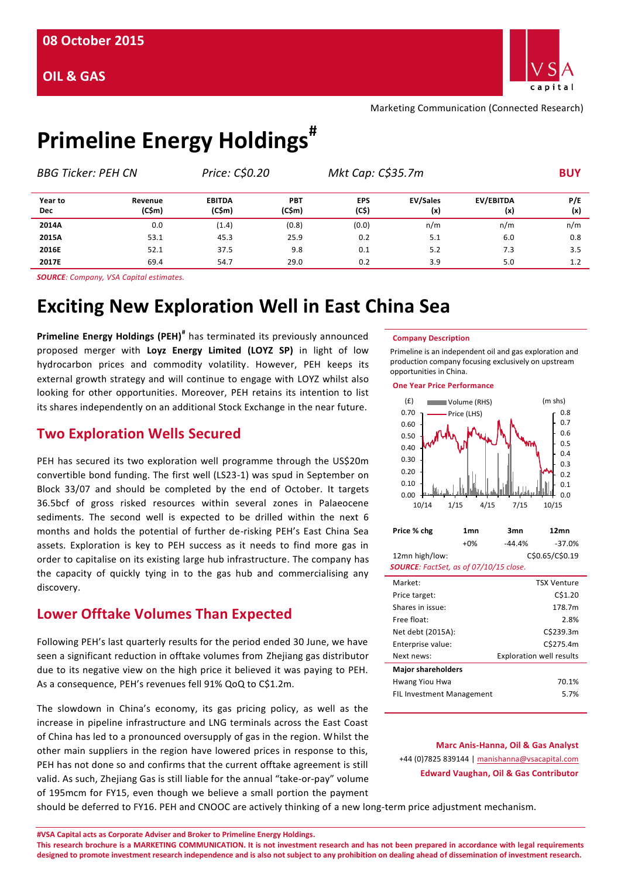08 October 2015

**OIL & GAS**

Marketing Communication (Connected Research)

# Primeline Energy Holdings#

*BBG Ticker: PEH CN* *Price: C$0.20* *Mkt Cap: C$35.7m* **BUY**

| Year to Dec | Revenue (C$m) | EBITDA (C$m) | PBT (C$m) | EPS (C$) | EV/Sales (x) | EV/EBITDA (x) | P/E (x) |
|---|---|---|---|---|---|---|---|
| **2014A** | 0.0 | (1.4) | (0.8) | (0.0) | n/m | n/m | n/m |
| **2015A** | 53.1 | 45.3 | 25.9 | 0.2 | 5.1 | 6.0 | 0.8 |
| **2016E** | 52.1 | 37.5 | 9.8 | 0.1 | 5.2 | 7.3 | 3.5 |
| **2017E** | 69.4 | 54.7 | 29.0 | 0.2 | 3.9 | 5.0 | 1.2 |

***SOURCE**: Company, VSA Capital estimates.*

# Exciting New Exploration Well in East China Sea

**Primeline Energy Holdings (PEH)#** has terminated its previously announced proposed merger with **Loyz Energy Limited (LOYZ SP)** in light of low hydrocarbon prices and commodity volatility. However, PEH keeps its external growth strategy and will continue to engage with LOYZ whilst also looking for other opportunities. Moreover, PEH retains its intention to list its shares independently on an additional Stock Exchange in the near future.

## Two Exploration Wells Secured

PEH has secured its two exploration well programme through the US$20m convertible bond funding. The first well (LS23-1) was spud in September on Block 33/07 and should be completed by the end of October. It targets 36.5bcf of gross risked resources within several zones in Palaeocene sediments. The second well is expected to be drilled within the next 6 months and holds the potential of further de-risking PEH's East China Sea assets. Exploration is key to PEH success as it needs to find more gas in order to capitalise on its existing large hub infrastructure. The company has the capacity of quickly tying in to the gas hub and commercialising any discovery.

## Lower Offtake Volumes Than Expected

Following PEH's last quarterly results for the period ended 30 June, we have seen a significant reduction in offtake volumes from Zhejiang gas distributor due to its negative view on the high price it believed it was paying to PEH. As a consequence, PEH's revenues fell 91% QoQ to C$1.2m.

The slowdown in China's economy, its gas pricing policy, as well as the increase in pipeline infrastructure and LNG terminals across the East Coast of China has led to a pronounced oversupply of gas in the region. Whilst the other main suppliers in the region have lowered prices in response to this, PEH has not done so and confirms that the current offtake agreement is still valid. As such, Zhejiang Gas is still liable for the annual "take-or-pay" volume of 195mcm for FY15, even though we believe a small portion the payment should be deferred to FY16. PEH and CNOOC are actively thinking of a new long-term price adjustment mechanism.

**Company Description**

Primeline is an independent oil and gas exploration and production company focusing exclusively on upstream opportunities in China.

**One Year Price Performance**

| Price % chg | 1mn | 3mn | 12mn |
|---|---|---|---|
| | +0% | -44.4% | -37.0% |
| 12mn high/low: | | | C$0.65/C$0.19 |

***SOURCE**: FactSet, as of 07/10/15 close.*

| | |
|---|---|
| Market: | TSX Venture |
| Price target: | C$1.20 |
| Shares in issue: | 178.7m |
| Free float: | 2.8% |
| Net debt (2015A): | C$239.3m |
| Enterprise value: | C$275.4m |
| Next news: | Exploration well results |
| **Major shareholders** | |
| Hwang Yiou Hwa | 70.1% |
| FIL Investment Management | 5.7% |

**Marc Anis-Hanna, Oil & Gas Analyst**
+44 (0)7825 839144 | manishanna@vsacapital.com
**Edward Vaughan, Oil & Gas Contributor**

**#VSA Capital acts as Corporate Adviser and Broker to Primeline Energy Holdings.**
**This research brochure is a MARKETING COMMUNICATION. It is not investment research and has not been prepared in accordance with legal requirements designed to promote investment research independence and is also not subject to any prohibition on dealing ahead of dissemination of investment research.**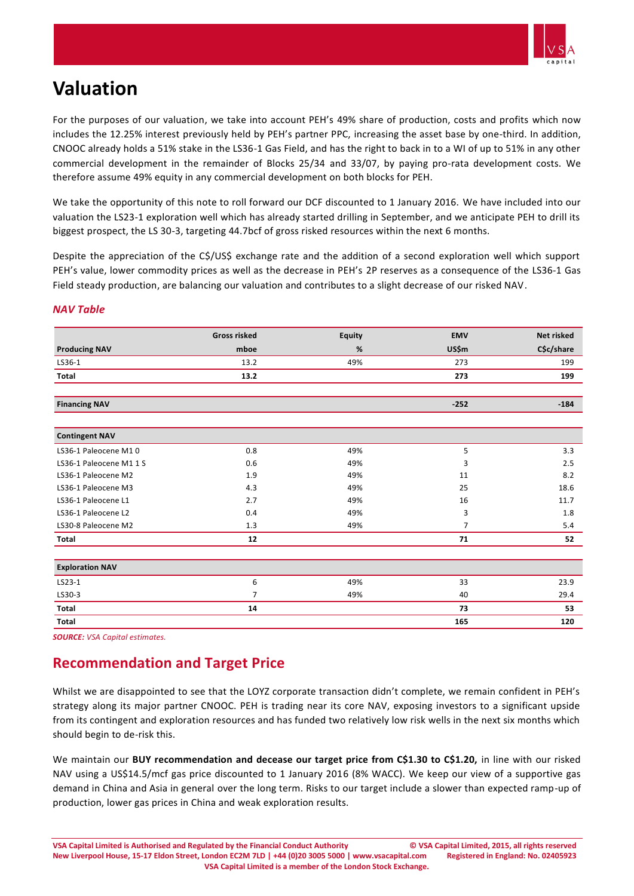# Valuation

For the purposes of our valuation, we take into account PEH's 49% share of production, costs and profits which now includes the 12.25% interest previously held by PEH's partner PPC, increasing the asset base by one-third. In addition, CNOOC already holds a 51% stake in the LS36-1 Gas Field, and has the right to back in to a WI of up to 51% in any other commercial development in the remainder of Blocks 25/34 and 33/07, by paying pro-rata development costs. We therefore assume 49% equity in any commercial development on both blocks for PEH.

We take the opportunity of this note to roll forward our DCF discounted to 1 January 2016. We have included into our valuation the LS23-1 exploration well which has already started drilling in September, and we anticipate PEH to drill its biggest prospect, the LS 30-3, targeting 44.7bcf of gross risked resources within the next 6 months.

Despite the appreciation of the C$/US$ exchange rate and the addition of a second exploration well which support PEH's value, lower commodity prices as well as the decrease in PEH's 2P reserves as a consequence of the LS36-1 Gas Field steady production, are balancing our valuation and contributes to a slight decrease of our risked NAV.

***NAV Table***

| | Gross risked | Equity | EMV | Net risked |
|---|---|---|---|---|
| **Producing NAV** | **mboe** | **%** | **US$m** | **C$c/share** |
| LS36-1 | 13.2 | 49% | 273 | 199 |
| **Total** | **13.2** | | **273** | **199** |
| | | | | |
| **Financing NAV** | | | **-252** | **-184** |
| | | | | |
| **Contingent NAV** | | | | |
| LS36-1 Paleocene M1 0 | 0.8 | 49% | 5 | 3.3 |
| LS36-1 Paleocene M1 1 S | 0.6 | 49% | 3 | 2.5 |
| LS36-1 Paleocene M2 | 1.9 | 49% | 11 | 8.2 |
| LS36-1 Paleocene M3 | 4.3 | 49% | 25 | 18.6 |
| LS36-1 Paleocene L1 | 2.7 | 49% | 16 | 11.7 |
| LS36-1 Paleocene L2 | 0.4 | 49% | 3 | 1.8 |
| LS30-8 Paleocene M2 | 1.3 | 49% | 7 | 5.4 |
| **Total** | **12** | | **71** | **52** |
| | | | | |
| **Exploration NAV** | | | | |
| LS23-1 | 6 | 49% | 33 | 23.9 |
| LS30-3 | 7 | 49% | 40 | 29.4 |
| **Total** | **14** | | **73** | **53** |
| **Total** | | | **165** | **120** |

***SOURCE:*** *VSA Capital estimates.*

## Recommendation and Target Price

Whilst we are disappointed to see that the LOYZ corporate transaction didn't complete, we remain confident in PEH's strategy along its major partner CNOOC. PEH is trading near its core NAV, exposing investors to a significant upside from its contingent and exploration resources and has funded two relatively low risk wells in the next six months which should begin to de-risk this.

We maintain our **BUY recommendation and decease our target price from C$1.30 to C$1.20,** in line with our risked NAV using a US$14.5/mcf gas price discounted to 1 January 2016 (8% WACC). We keep our view of a supportive gas demand in China and Asia in general over the long term. Risks to our target include a slower than expected ramp-up of production, lower gas prices in China and weak exploration results.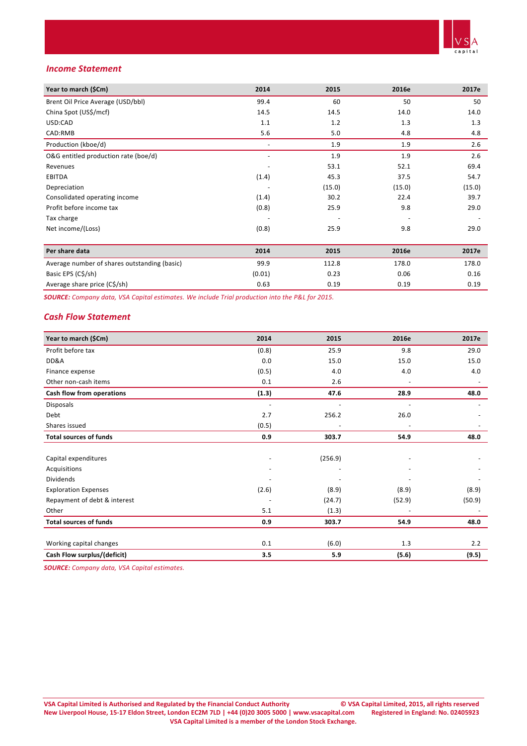## *Income Statement*

| Year to march ($Cm) | 2014 | 2015 | 2016e | 2017e |
|---|---|---|---|---|
| Brent Oil Price Average (USD/bbl) | 99.4 | 60 | 50 | 50 |
| China Spot (US$/mcf) | 14.5 | 14.5 | 14.0 | 14.0 |
| USD:CAD | 1.1 | 1.2 | 1.3 | 1.3 |
| CAD:RMB | 5.6 | 5.0 | 4.8 | 4.8 |
| Production (kboe/d) | - | 1.9 | 1.9 | 2.6 |
| O&G entitled production rate (boe/d) | - | 1.9 | 1.9 | 2.6 |
| Revenues | - | 53.1 | 52.1 | 69.4 |
| EBITDA | (1.4) | 45.3 | 37.5 | 54.7 |
| Depreciation | - | (15.0) | (15.0) | (15.0) |
| Consolidated operating income | (1.4) | 30.2 | 22.4 | 39.7 |
| Profit before income tax | (0.8) | 25.9 | 9.8 | 29.0 |
| Tax charge | - | - | - | - |
| Net income/(Loss) | (0.8) | 25.9 | 9.8 | 29.0 |

| Per share data | 2014 | 2015 | 2016e | 2017e |
|---|---|---|---|---|
| Average number of shares outstanding (basic) | 99.9 | 112.8 | 178.0 | 178.0 |
| Basic EPS (C$/sh) | (0.01) | 0.23 | 0.06 | 0.16 |
| Average share price (C$/sh) | 0.63 | 0.19 | 0.19 | 0.19 |

***SOURCE:*** *Company data, VSA Capital estimates. We include Trial production into the P&L for 2015.*

## *Cash Flow Statement*

| Year to march ($Cm) | 2014 | 2015 | 2016e | 2017e |
|---|---|---|---|---|
| Profit before tax | (0.8) | 25.9 | 9.8 | 29.0 |
| DD&A | 0.0 | 15.0 | 15.0 | 15.0 |
| Finance expense | (0.5) | 4.0 | 4.0 | 4.0 |
| Other non-cash items | 0.1 | 2.6 | - | - |
| **Cash flow from operations** | **(1.3)** | **47.6** | **28.9** | **48.0** |
| Disposals | - | - | - | - |
| Debt | 2.7 | 256.2 | 26.0 | - |
| Shares issued | (0.5) | - | - | - |
| **Total sources of funds** | **0.9** | **303.7** | **54.9** | **48.0** |
| | | | | |
| Capital expenditures | - | (256.9) | - | - |
| Acquisitions | - | - | - | - |
| Dividends | - | - | - | - |
| Exploration Expenses | (2.6) | (8.9) | (8.9) | (8.9) |
| Repayment of debt & interest | - | (24.7) | (52.9) | (50.9) |
| Other | 5.1 | (1.3) | - | - |
| **Total sources of funds** | **0.9** | **303.7** | **54.9** | **48.0** |
| | | | | |
| Working capital changes | 0.1 | (6.0) | 1.3 | 2.2 |
| **Cash Flow surplus/(deficit)** | **3.5** | **5.9** | **(5.6)** | **(9.5)** |

***SOURCE:*** *Company data, VSA Capital estimates.*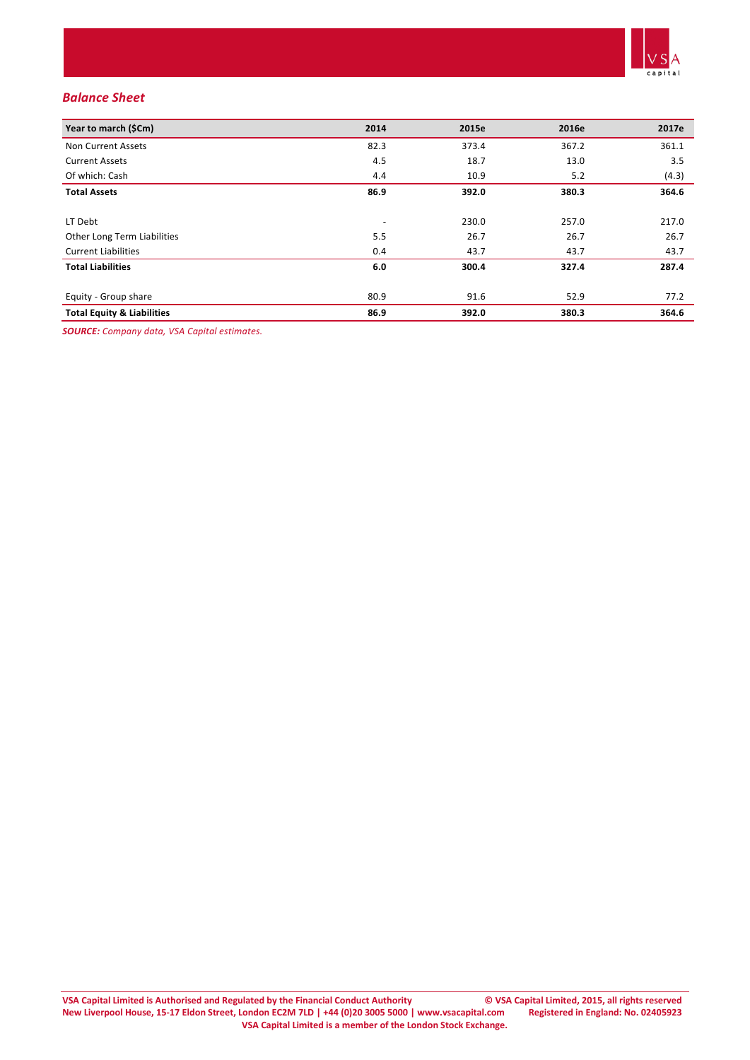*Balance Sheet*

| Year to march ($Cm) | 2014 | 2015e | 2016e | 2017e |
|---|---|---|---|---|
| Non Current Assets | 82.3 | 373.4 | 367.2 | 361.1 |
| Current Assets | 4.5 | 18.7 | 13.0 | 3.5 |
| Of which: Cash | 4.4 | 10.9 | 5.2 | (4.3) |
| **Total Assets** | **86.9** | **392.0** | **380.3** | **364.6** |
| | | | | |
| LT Debt | - | 230.0 | 257.0 | 217.0 |
| Other Long Term Liabilities | 5.5 | 26.7 | 26.7 | 26.7 |
| Current Liabilities | 0.4 | 43.7 | 43.7 | 43.7 |
| **Total Liabilities** | **6.0** | **300.4** | **327.4** | **287.4** |
| | | | | |
| Equity - Group share | 80.9 | 91.6 | 52.9 | 77.2 |
| **Total Equity & Liabilities** | **86.9** | **392.0** | **380.3** | **364.6** |

***SOURCE:*** *Company data, VSA Capital estimates.*

**VSA Capital Limited is Authorised and Regulated by the Financial Conduct Authority** **© VSA Capital Limited, 2015, all rights reserved**
**New Liverpool House, 15-17 Eldon Street, London EC2M 7LD | +44 (0)20 3005 5000 | www.vsacapital.com** **Registered in England: No. 02405923**
**VSA Capital Limited is a member of the London Stock Exchange.**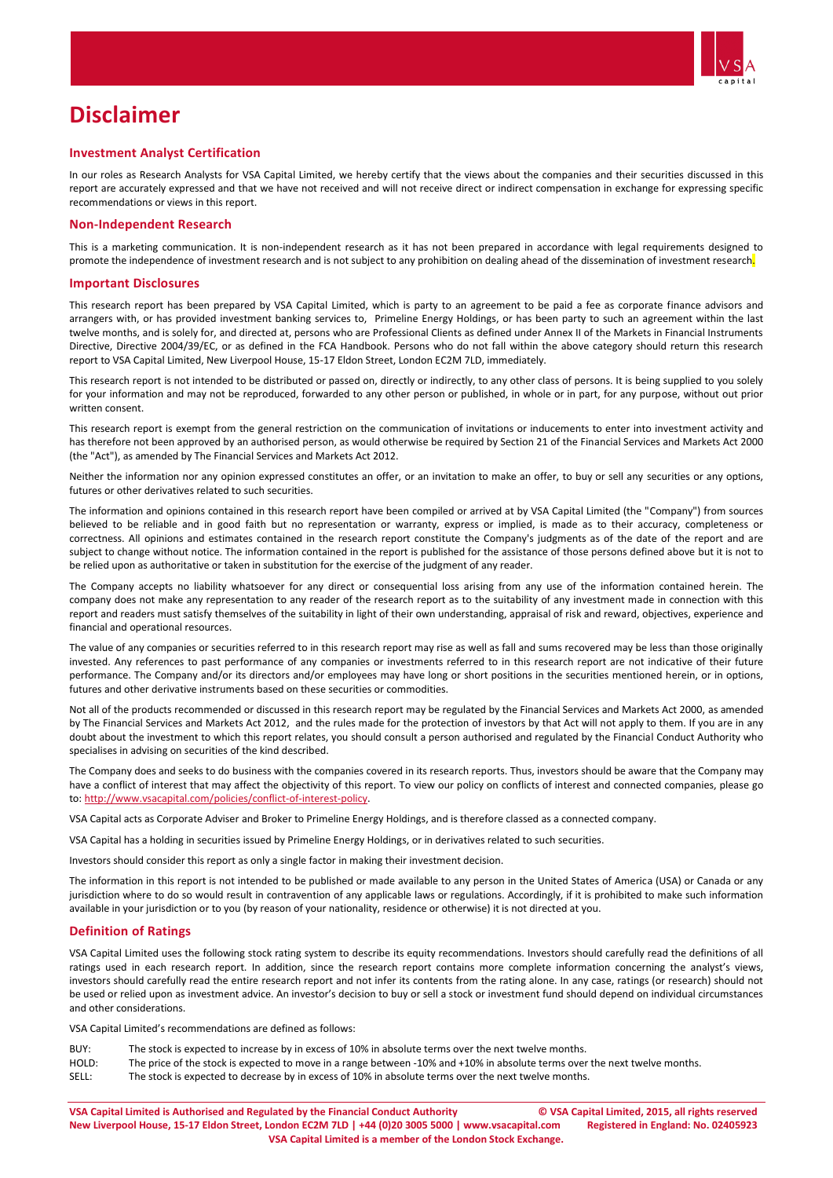# Disclaimer

## Investment Analyst Certification

In our roles as Research Analysts for VSA Capital Limited, we hereby certify that the views about the companies and their securities discussed in this report are accurately expressed and that we have not received and will not receive direct or indirect compensation in exchange for expressing specific recommendations or views in this report.

## Non-Independent Research

This is a marketing communication. It is non-independent research as it has not been prepared in accordance with legal requirements designed to promote the independence of investment research and is not subject to any prohibition on dealing ahead of the dissemination of investment research.

## Important Disclosures

This research report has been prepared by VSA Capital Limited, which is party to an agreement to be paid a fee as corporate finance advisors and arrangers with, or has provided investment banking services to, Primeline Energy Holdings, or has been party to such an agreement within the last twelve months, and is solely for, and directed at, persons who are Professional Clients as defined under Annex II of the Markets in Financial Instruments Directive, Directive 2004/39/EC, or as defined in the FCA Handbook. Persons who do not fall within the above category should return this research report to VSA Capital Limited, New Liverpool House, 15-17 Eldon Street, London EC2M 7LD, immediately.

This research report is not intended to be distributed or passed on, directly or indirectly, to any other class of persons. It is being supplied to you solely for your information and may not be reproduced, forwarded to any other person or published, in whole or in part, for any purpose, without out prior written consent.

This research report is exempt from the general restriction on the communication of invitations or inducements to enter into investment activity and has therefore not been approved by an authorised person, as would otherwise be required by Section 21 of the Financial Services and Markets Act 2000 (the "Act"), as amended by The Financial Services and Markets Act 2012.

Neither the information nor any opinion expressed constitutes an offer, or an invitation to make an offer, to buy or sell any securities or any options, futures or other derivatives related to such securities.

The information and opinions contained in this research report have been compiled or arrived at by VSA Capital Limited (the "Company") from sources believed to be reliable and in good faith but no representation or warranty, express or implied, is made as to their accuracy, completeness or correctness. All opinions and estimates contained in the research report constitute the Company's judgments as of the date of the report and are subject to change without notice. The information contained in the report is published for the assistance of those persons defined above but it is not to be relied upon as authoritative or taken in substitution for the exercise of the judgment of any reader.

The Company accepts no liability whatsoever for any direct or consequential loss arising from any use of the information contained herein. The company does not make any representation to any reader of the research report as to the suitability of any investment made in connection with this report and readers must satisfy themselves of the suitability in light of their own understanding, appraisal of risk and reward, objectives, experience and financial and operational resources.

The value of any companies or securities referred to in this research report may rise as well as fall and sums recovered may be less than those originally invested. Any references to past performance of any companies or investments referred to in this research report are not indicative of their future performance. The Company and/or its directors and/or employees may have long or short positions in the securities mentioned herein, or in options, futures and other derivative instruments based on these securities or commodities.

Not all of the products recommended or discussed in this research report may be regulated by the Financial Services and Markets Act 2000, as amended by The Financial Services and Markets Act 2012, and the rules made for the protection of investors by that Act will not apply to them. If you are in any doubt about the investment to which this report relates, you should consult a person authorised and regulated by the Financial Conduct Authority who specialises in advising on securities of the kind described.

The Company does and seeks to do business with the companies covered in its research reports. Thus, investors should be aware that the Company may have a conflict of interest that may affect the objectivity of this report. To view our policy on conflicts of interest and connected companies, please go to: http://www.vsacapital.com/policies/conflict-of-interest-policy.

VSA Capital acts as Corporate Adviser and Broker to Primeline Energy Holdings, and is therefore classed as a connected company.

VSA Capital has a holding in securities issued by Primeline Energy Holdings, or in derivatives related to such securities.

Investors should consider this report as only a single factor in making their investment decision.

The information in this report is not intended to be published or made available to any person in the United States of America (USA) or Canada or any jurisdiction where to do so would result in contravention of any applicable laws or regulations. Accordingly, if it is prohibited to make such information available in your jurisdiction or to you (by reason of your nationality, residence or otherwise) it is not directed at you.

## Definition of Ratings

VSA Capital Limited uses the following stock rating system to describe its equity recommendations. Investors should carefully read the definitions of all ratings used in each research report. In addition, since the research report contains more complete information concerning the analyst's views, investors should carefully read the entire research report and not infer its contents from the rating alone. In any case, ratings (or research) should not be used or relied upon as investment advice. An investor's decision to buy or sell a stock or investment fund should depend on individual circumstances and other considerations.

VSA Capital Limited's recommendations are defined as follows:

- BUY: The stock is expected to increase by in excess of 10% in absolute terms over the next twelve months.
- HOLD: The price of the stock is expected to move in a range between -10% and +10% in absolute terms over the next twelve months.
- SELL: The stock is expected to decrease by in excess of 10% in absolute terms over the next twelve months.

**VSA Capital Limited is Authorised and Regulated by the Financial Conduct Authority** **© VSA Capital Limited, 2015, all rights reserved**
**New Liverpool House, 15-17 Eldon Street, London EC2M 7LD | +44 (0)20 3005 5000 | www.vsacapital.com** **Registered in England: No. 02405923**
**VSA Capital Limited is a member of the London Stock Exchange.**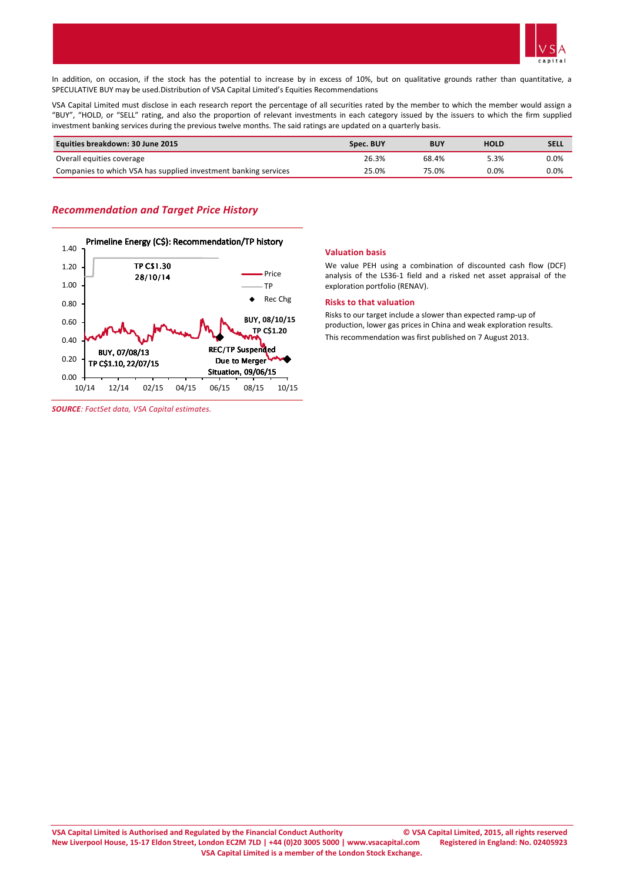In addition, on occasion, if the stock has the potential to increase by in excess of 10%, but on qualitative grounds rather than quantitative, a SPECULATIVE BUY may be used.Distribution of VSA Capital Limited's Equities Recommendations

VSA Capital Limited must disclose in each research report the percentage of all securities rated by the member to which the member would assign a "BUY", "HOLD, or "SELL" rating, and also the proportion of relevant investments in each category issued by the issuers to which the firm supplied investment banking services during the previous twelve months. The said ratings are updated on a quarterly basis.

| Equities breakdown: 30 June 2015 | Spec. BUY | BUY | HOLD | SELL |
|---|---|---|---|---|
| Overall equities coverage | 26.3% | 68.4% | 5.3% | 0.0% |
| Companies to which VSA has supplied investment banking services | 25.0% | 75.0% | 0.0% | 0.0% |

## *Recommendation and Target Price History*

Primeline Energy (C$): Recommendation/TP history

1.40
1.20
1.00
0.80
0.60
0.40
0.20
0.00

10/14 12/14 02/15 04/15 06/15 08/15 10/15

Price
TP
Rec Chg

TP C$1.30
28/10/14

BUY, 07/08/13
TP C$1.10, 22/07/15

REC/TP Suspended
Due to Merger
Situation, 09/06/15

BUY, 08/10/15
TP C$1.20

***SOURCE**: FactSet data, VSA Capital estimates.*

### Valuation basis

We value PEH using a combination of discounted cash flow (DCF) analysis of the LS36-1 field and a risked net asset appraisal of the exploration portfolio (RENAV).

### Risks to that valuation

Risks to our target include a slower than expected ramp-up of production, lower gas prices in China and weak exploration results.

This recommendation was first published on 7 August 2013.

**VSA Capital Limited is Authorised and Regulated by the Financial Conduct Authority** **© VSA Capital Limited, 2015, all rights reserved**
**New Liverpool House, 15-17 Eldon Street, London EC2M 7LD | +44 (0)20 3005 5000 | www.vsacapital.com** **Registered in England: No. 02405923**
**VSA Capital Limited is a member of the London Stock Exchange.**